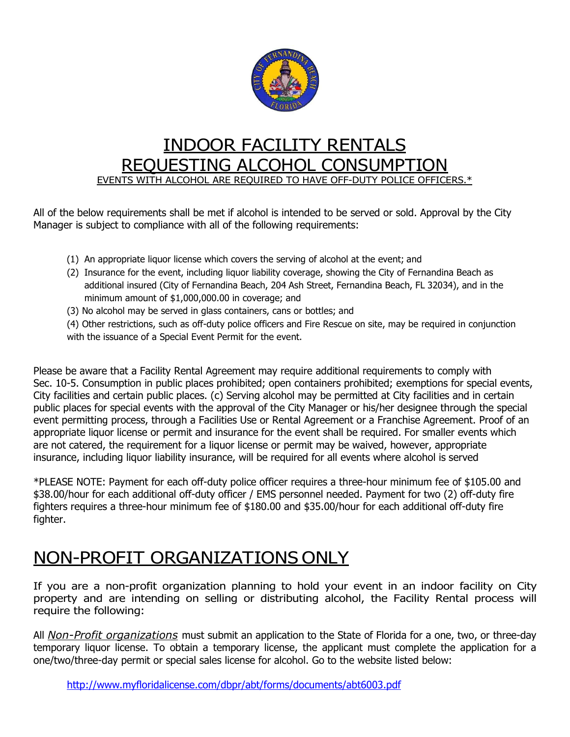# INDOOR FACILITY RENTALS REQUESTING ALCOHOL CONSUMPTION

EVENTS WITH ALCOHOL ARE REQUIRED TO HAVE OFF-DUTY POLICE OFFICERS.*

All of the below requirements shall be met if alcohol is intended to be served or sold. Approval by the City Manager is subject to compliance with all of the following requirements:

(1) An appropriate liquor license which covers the serving of alcohol at the event; and

(2) Insurance for the event, including liquor liability coverage, showing the City of Fernandina Beach as additional insured (City of Fernandina Beach, 204 Ash Street, Fernandina Beach, FL 32034), and in the minimum amount of $1,000,000.00 in coverage; and

(3) No alcohol may be served in glass containers, cans or bottles; and

(4) Other restrictions, such as off-duty police officers and Fire Rescue on site, may be required in conjunction with the issuance of a Special Event Permit for the event.

Please be aware that a Facility Rental Agreement may require additional requirements to comply with Sec. 10-5. Consumption in public places prohibited; open containers prohibited; exemptions for special events, City facilities and certain public places. (c) Serving alcohol may be permitted at City facilities and in certain public places for special events with the approval of the City Manager or his/her designee through the special event permitting process, through a Facilities Use or Rental Agreement or a Franchise Agreement. Proof of an appropriate liquor license or permit and insurance for the event shall be required. For smaller events which are not catered, the requirement for a liquor license or permit may be waived, however, appropriate insurance, including liquor liability insurance, will be required for all events where alcohol is served

*PLEASE NOTE: Payment for each off-duty police officer requires a three-hour minimum fee of $105.00 and $38.00/hour for each additional off-duty officer / EMS personnel needed. Payment for two (2) off-duty fire fighters requires a three-hour minimum fee of $180.00 and $35.00/hour for each additional off-duty fire fighter.

## NON-PROFIT ORGANIZATIONS ONLY

If you are a non-profit organization planning to hold your event in an indoor facility on City property and are intending on selling or distributing alcohol, the Facility Rental process will require the following:

All *Non-Profit organizations* must submit an application to the State of Florida for a one, two, or three-day temporary liquor license. To obtain a temporary license, the applicant must complete the application for a one/two/three-day permit or special sales license for alcohol. Go to the website listed below:

http://www.myfloridalicense.com/dbpr/abt/forms/documents/abt6003.pdf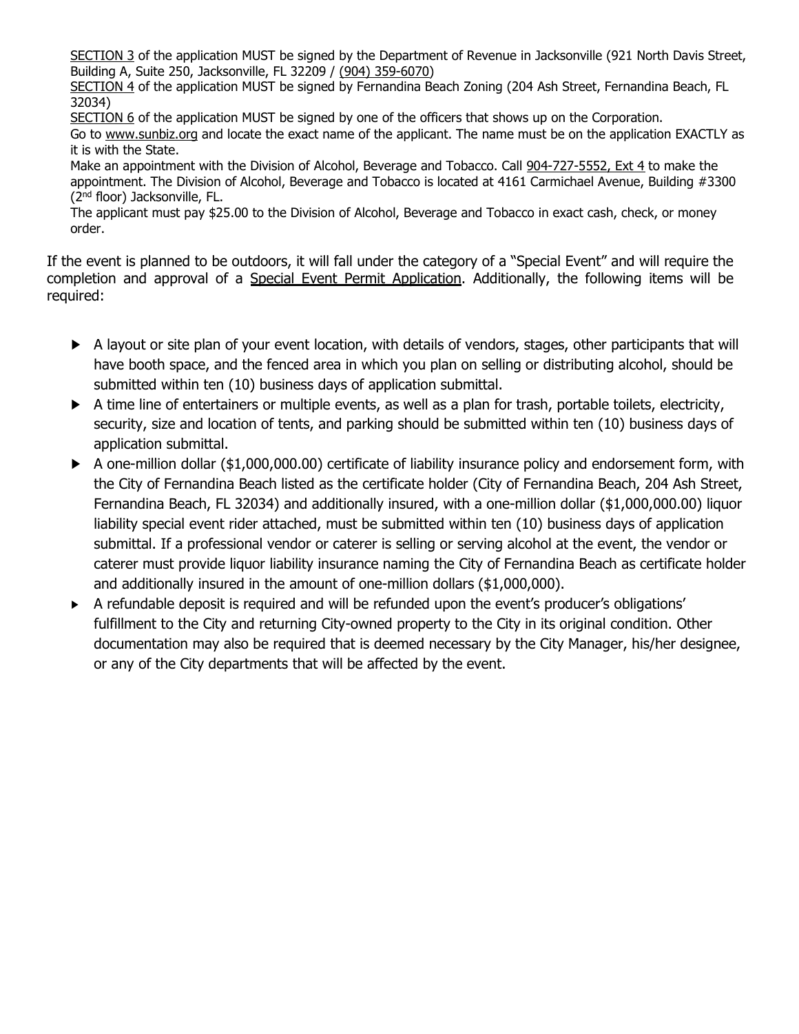SECTION 3 of the application MUST be signed by the Department of Revenue in Jacksonville (921 North Davis Street, Building A, Suite 250, Jacksonville, FL 32209 / (904) 359-6070)

SECTION 4 of the application MUST be signed by Fernandina Beach Zoning (204 Ash Street, Fernandina Beach, FL 32034)

SECTION 6 of the application MUST be signed by one of the officers that shows up on the Corporation.

Go to www.sunbiz.org and locate the exact name of the applicant. The name must be on the application EXACTLY as it is with the State.

Make an appointment with the Division of Alcohol, Beverage and Tobacco. Call 904-727-5552, Ext 4 to make the appointment. The Division of Alcohol, Beverage and Tobacco is located at 4161 Carmichael Avenue, Building #3300 (2nd floor) Jacksonville, FL.

The applicant must pay $25.00 to the Division of Alcohol, Beverage and Tobacco in exact cash, check, or money order.

If the event is planned to be outdoors, it will fall under the category of a "Special Event" and will require the completion and approval of a Special Event Permit Application. Additionally, the following items will be required:

- A layout or site plan of your event location, with details of vendors, stages, other participants that will have booth space, and the fenced area in which you plan on selling or distributing alcohol, should be submitted within ten (10) business days of application submittal.
- A time line of entertainers or multiple events, as well as a plan for trash, portable toilets, electricity, security, size and location of tents, and parking should be submitted within ten (10) business days of application submittal.
- A one-million dollar ($1,000,000.00) certificate of liability insurance policy and endorsement form, with the City of Fernandina Beach listed as the certificate holder (City of Fernandina Beach, 204 Ash Street, Fernandina Beach, FL 32034) and additionally insured, with a one-million dollar ($1,000,000.00) liquor liability special event rider attached, must be submitted within ten (10) business days of application submittal. If a professional vendor or caterer is selling or serving alcohol at the event, the vendor or caterer must provide liquor liability insurance naming the City of Fernandina Beach as certificate holder and additionally insured in the amount of one-million dollars ($1,000,000).
- A refundable deposit is required and will be refunded upon the event's producer's obligations' fulfillment to the City and returning City-owned property to the City in its original condition. Other documentation may also be required that is deemed necessary by the City Manager, his/her designee, or any of the City departments that will be affected by the event.